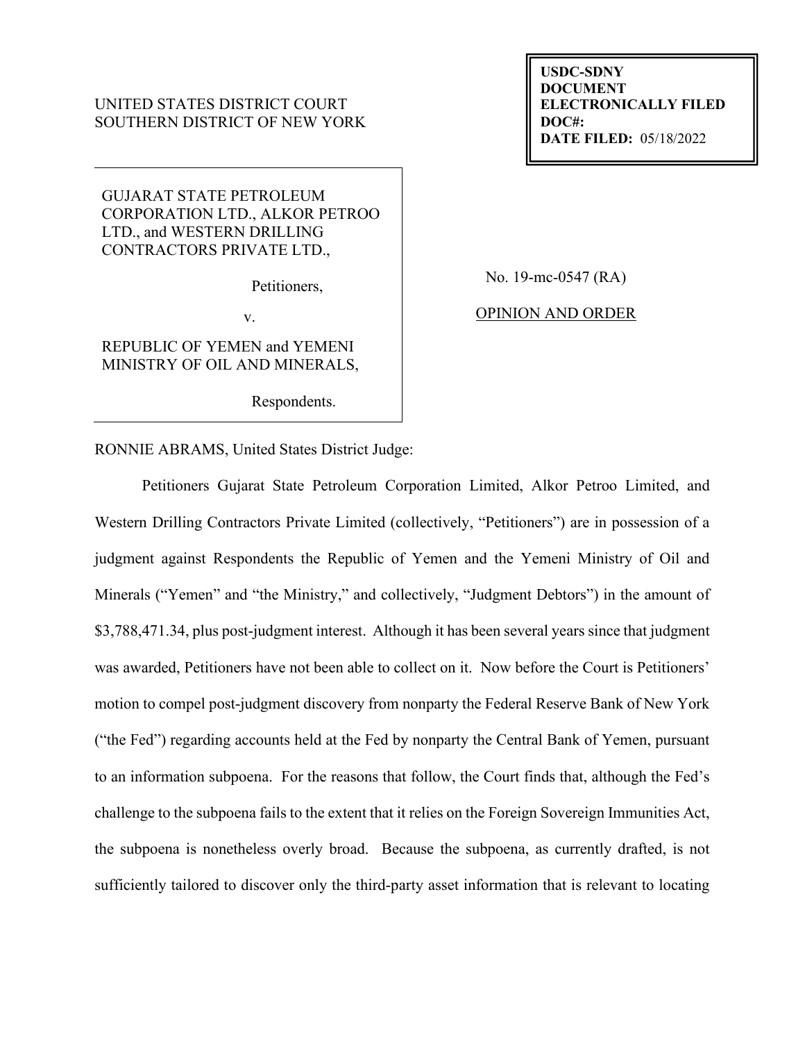UNITED STATES DISTRICT COURT
SOUTHERN DISTRICT OF NEW YORK

**USDC-SDNY**
**DOCUMENT**
**ELECTRONICALLY FILED**
**DOC#:**
**DATE FILED:** 05/18/2022

GUJARAT STATE PETROLEUM CORPORATION LTD., ALKOR PETROO LTD., and WESTERN DRILLING CONTRACTORS PRIVATE LTD.,

Petitioners,

v.

REPUBLIC OF YEMEN and YEMENI MINISTRY OF OIL AND MINERALS,

Respondents.

No. 19-mc-0547 (RA)

OPINION AND ORDER

RONNIE ABRAMS, United States District Judge:

Petitioners Gujarat State Petroleum Corporation Limited, Alkor Petroo Limited, and Western Drilling Contractors Private Limited (collectively, "Petitioners") are in possession of a judgment against Respondents the Republic of Yemen and the Yemeni Ministry of Oil and Minerals ("Yemen" and "the Ministry," and collectively, "Judgment Debtors") in the amount of $3,788,471.34, plus post-judgment interest. Although it has been several years since that judgment was awarded, Petitioners have not been able to collect on it. Now before the Court is Petitioners' motion to compel post-judgment discovery from nonparty the Federal Reserve Bank of New York ("the Fed") regarding accounts held at the Fed by nonparty the Central Bank of Yemen, pursuant to an information subpoena. For the reasons that follow, the Court finds that, although the Fed's challenge to the subpoena fails to the extent that it relies on the Foreign Sovereign Immunities Act, the subpoena is nonetheless overly broad. Because the subpoena, as currently drafted, is not sufficiently tailored to discover only the third-party asset information that is relevant to locating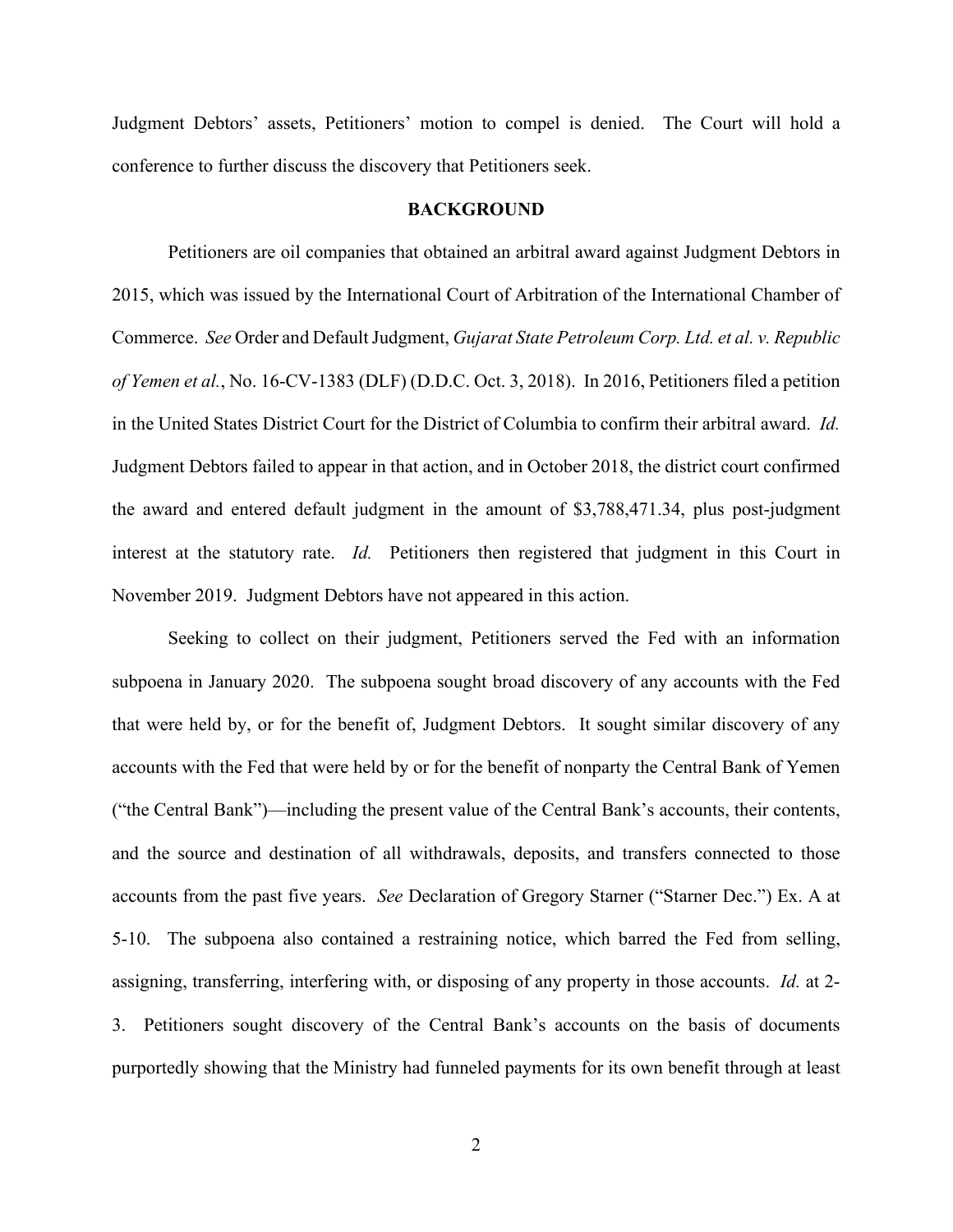Judgment Debtors' assets, Petitioners' motion to compel is denied. The Court will hold a conference to further discuss the discovery that Petitioners seek.

## BACKGROUND

Petitioners are oil companies that obtained an arbitral award against Judgment Debtors in 2015, which was issued by the International Court of Arbitration of the International Chamber of Commerce. *See* Order and Default Judgment, *Gujarat State Petroleum Corp. Ltd. et al. v. Republic of Yemen et al.*, No. 16-CV-1383 (DLF) (D.D.C. Oct. 3, 2018). In 2016, Petitioners filed a petition in the United States District Court for the District of Columbia to confirm their arbitral award. *Id.* Judgment Debtors failed to appear in that action, and in October 2018, the district court confirmed the award and entered default judgment in the amount of $3,788,471.34, plus post-judgment interest at the statutory rate. *Id.* Petitioners then registered that judgment in this Court in November 2019. Judgment Debtors have not appeared in this action.

Seeking to collect on their judgment, Petitioners served the Fed with an information subpoena in January 2020. The subpoena sought broad discovery of any accounts with the Fed that were held by, or for the benefit of, Judgment Debtors. It sought similar discovery of any accounts with the Fed that were held by or for the benefit of nonparty the Central Bank of Yemen ("the Central Bank")—including the present value of the Central Bank's accounts, their contents, and the source and destination of all withdrawals, deposits, and transfers connected to those accounts from the past five years. *See* Declaration of Gregory Starner ("Starner Dec.") Ex. A at 5-10. The subpoena also contained a restraining notice, which barred the Fed from selling, assigning, transferring, interfering with, or disposing of any property in those accounts. *Id.* at 2-3. Petitioners sought discovery of the Central Bank's accounts on the basis of documents purportedly showing that the Ministry had funneled payments for its own benefit through at least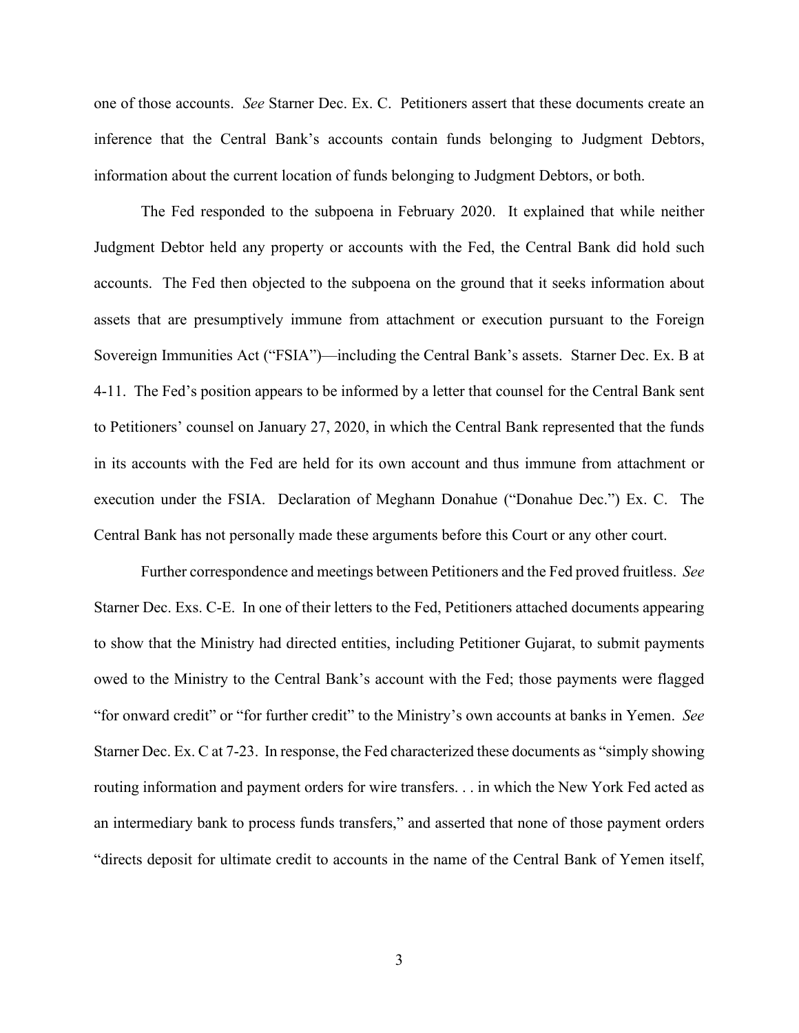one of those accounts. *See* Starner Dec. Ex. C. Petitioners assert that these documents create an inference that the Central Bank's accounts contain funds belonging to Judgment Debtors, information about the current location of funds belonging to Judgment Debtors, or both.

The Fed responded to the subpoena in February 2020. It explained that while neither Judgment Debtor held any property or accounts with the Fed, the Central Bank did hold such accounts. The Fed then objected to the subpoena on the ground that it seeks information about assets that are presumptively immune from attachment or execution pursuant to the Foreign Sovereign Immunities Act ("FSIA")—including the Central Bank's assets. Starner Dec. Ex. B at 4-11. The Fed's position appears to be informed by a letter that counsel for the Central Bank sent to Petitioners' counsel on January 27, 2020, in which the Central Bank represented that the funds in its accounts with the Fed are held for its own account and thus immune from attachment or execution under the FSIA. Declaration of Meghann Donahue ("Donahue Dec.") Ex. C. The Central Bank has not personally made these arguments before this Court or any other court.

Further correspondence and meetings between Petitioners and the Fed proved fruitless. *See* Starner Dec. Exs. C-E. In one of their letters to the Fed, Petitioners attached documents appearing to show that the Ministry had directed entities, including Petitioner Gujarat, to submit payments owed to the Ministry to the Central Bank's account with the Fed; those payments were flagged "for onward credit" or "for further credit" to the Ministry's own accounts at banks in Yemen. *See* Starner Dec. Ex. C at 7-23. In response, the Fed characterized these documents as "simply showing routing information and payment orders for wire transfers. . . in which the New York Fed acted as an intermediary bank to process funds transfers," and asserted that none of those payment orders "directs deposit for ultimate credit to accounts in the name of the Central Bank of Yemen itself,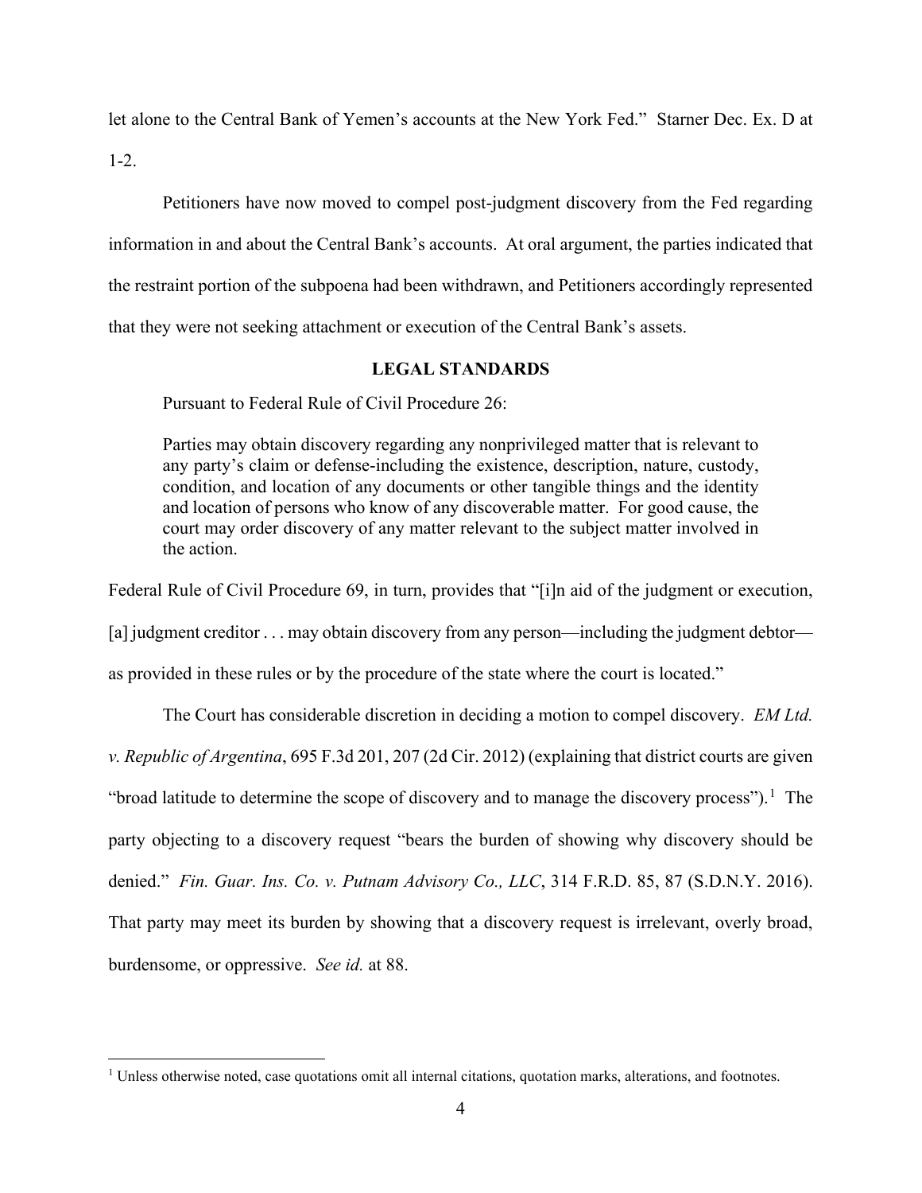let alone to the Central Bank of Yemen's accounts at the New York Fed." Starner Dec. Ex. D at 1-2.

Petitioners have now moved to compel post-judgment discovery from the Fed regarding information in and about the Central Bank's accounts. At oral argument, the parties indicated that the restraint portion of the subpoena had been withdrawn, and Petitioners accordingly represented that they were not seeking attachment or execution of the Central Bank's assets.

## LEGAL STANDARDS

Pursuant to Federal Rule of Civil Procedure 26:

> Parties may obtain discovery regarding any nonprivileged matter that is relevant to any party's claim or defense-including the existence, description, nature, custody, condition, and location of any documents or other tangible things and the identity and location of persons who know of any discoverable matter. For good cause, the court may order discovery of any matter relevant to the subject matter involved in the action.

Federal Rule of Civil Procedure 69, in turn, provides that "[i]n aid of the judgment or execution, [a] judgment creditor . . . may obtain discovery from any person—including the judgment debtor—as provided in these rules or by the procedure of the state where the court is located."

The Court has considerable discretion in deciding a motion to compel discovery. *EM Ltd. v. Republic of Argentina*, 695 F.3d 201, 207 (2d Cir. 2012) (explaining that district courts are given "broad latitude to determine the scope of discovery and to manage the discovery process").[1] The party objecting to a discovery request "bears the burden of showing why discovery should be denied." *Fin. Guar. Ins. Co. v. Putnam Advisory Co., LLC*, 314 F.R.D. 85, 87 (S.D.N.Y. 2016). That party may meet its burden by showing that a discovery request is irrelevant, overly broad, burdensome, or oppressive. *See id.* at 88.

---

[1] Unless otherwise noted, case quotations omit all internal citations, quotation marks, alterations, and footnotes.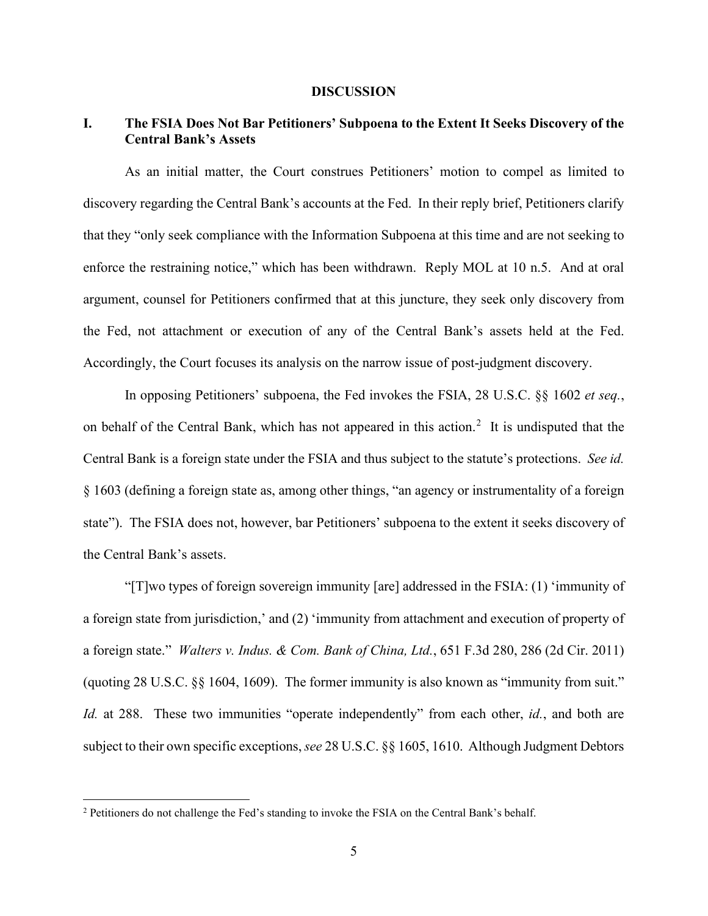## DISCUSSION

### I. The FSIA Does Not Bar Petitioners' Subpoena to the Extent It Seeks Discovery of the Central Bank's Assets

As an initial matter, the Court construes Petitioners' motion to compel as limited to discovery regarding the Central Bank's accounts at the Fed. In their reply brief, Petitioners clarify that they "only seek compliance with the Information Subpoena at this time and are not seeking to enforce the restraining notice," which has been withdrawn. Reply MOL at 10 n.5. And at oral argument, counsel for Petitioners confirmed that at this juncture, they seek only discovery from the Fed, not attachment or execution of any of the Central Bank's assets held at the Fed. Accordingly, the Court focuses its analysis on the narrow issue of post-judgment discovery.

In opposing Petitioners' subpoena, the Fed invokes the FSIA, 28 U.S.C. §§ 1602 *et seq.*, on behalf of the Central Bank, which has not appeared in this action.[2] It is undisputed that the Central Bank is a foreign state under the FSIA and thus subject to the statute's protections. *See id.* § 1603 (defining a foreign state as, among other things, "an agency or instrumentality of a foreign state"). The FSIA does not, however, bar Petitioners' subpoena to the extent it seeks discovery of the Central Bank's assets.

"[T]wo types of foreign sovereign immunity [are] addressed in the FSIA: (1) 'immunity of a foreign state from jurisdiction,' and (2) 'immunity from attachment and execution of property of a foreign state." *Walters v. Indus. & Com. Bank of China, Ltd.*, 651 F.3d 280, 286 (2d Cir. 2011) (quoting 28 U.S.C. §§ 1604, 1609). The former immunity is also known as "immunity from suit." *Id.* at 288. These two immunities "operate independently" from each other, *id.*, and both are subject to their own specific exceptions, *see* 28 U.S.C. §§ 1605, 1610. Although Judgment Debtors

[2] Petitioners do not challenge the Fed's standing to invoke the FSIA on the Central Bank's behalf.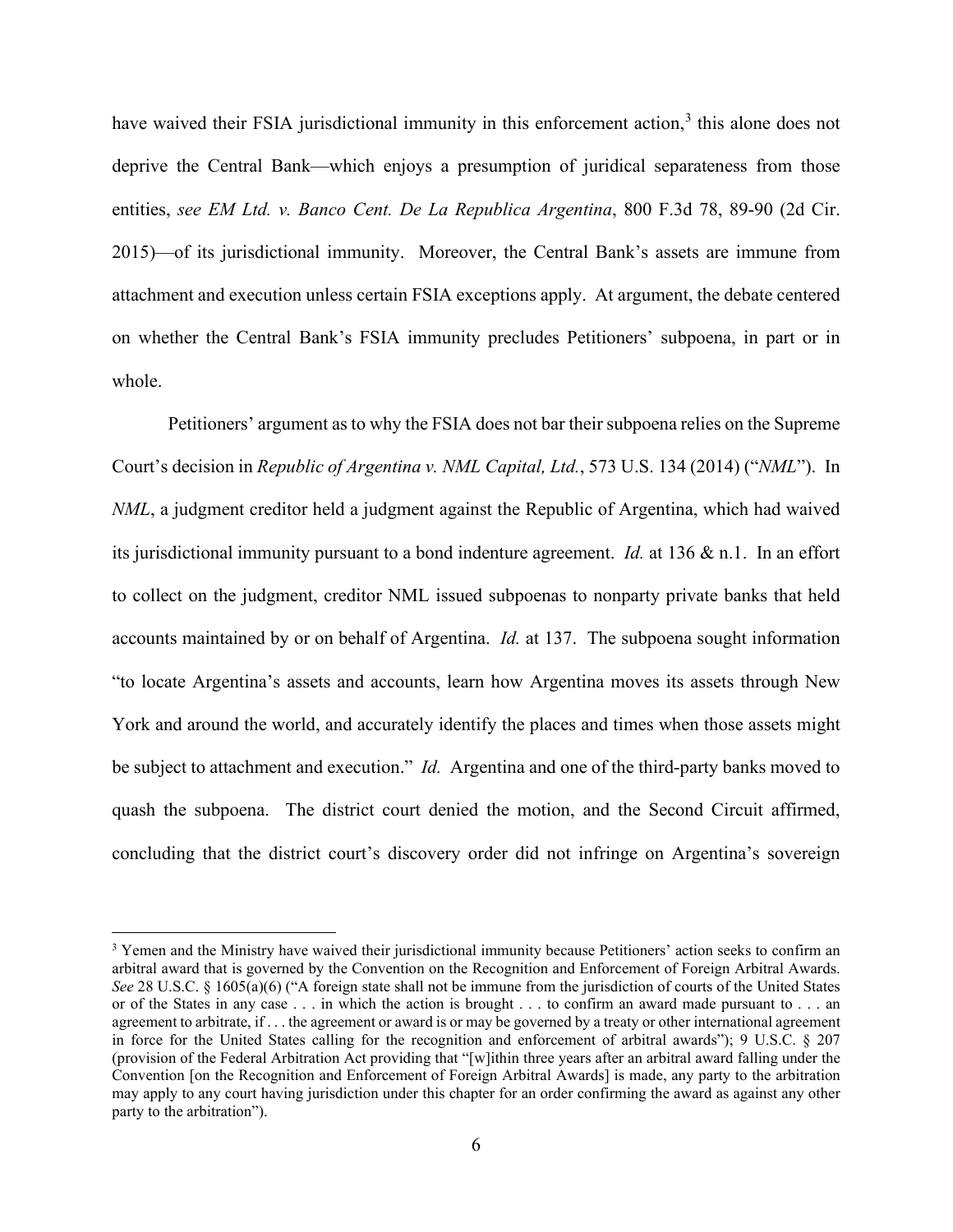have waived their FSIA jurisdictional immunity in this enforcement action,[3] this alone does not deprive the Central Bank—which enjoys a presumption of juridical separateness from those entities, *see EM Ltd. v. Banco Cent. De La Republica Argentina*, 800 F.3d 78, 89-90 (2d Cir. 2015)—of its jurisdictional immunity. Moreover, the Central Bank's assets are immune from attachment and execution unless certain FSIA exceptions apply. At argument, the debate centered on whether the Central Bank's FSIA immunity precludes Petitioners' subpoena, in part or in whole.

Petitioners' argument as to why the FSIA does not bar their subpoena relies on the Supreme Court's decision in *Republic of Argentina v. NML Capital, Ltd.*, 573 U.S. 134 (2014) ("*NML*"). In *NML*, a judgment creditor held a judgment against the Republic of Argentina, which had waived its jurisdictional immunity pursuant to a bond indenture agreement. *Id.* at 136 & n.1. In an effort to collect on the judgment, creditor NML issued subpoenas to nonparty private banks that held accounts maintained by or on behalf of Argentina. *Id.* at 137. The subpoena sought information "to locate Argentina's assets and accounts, learn how Argentina moves its assets through New York and around the world, and accurately identify the places and times when those assets might be subject to attachment and execution." *Id.* Argentina and one of the third-party banks moved to quash the subpoena. The district court denied the motion, and the Second Circuit affirmed, concluding that the district court's discovery order did not infringe on Argentina's sovereign

[3] Yemen and the Ministry have waived their jurisdictional immunity because Petitioners' action seeks to confirm an arbitral award that is governed by the Convention on the Recognition and Enforcement of Foreign Arbitral Awards. *See* 28 U.S.C. § 1605(a)(6) ("A foreign state shall not be immune from the jurisdiction of courts of the United States or of the States in any case . . . in which the action is brought . . . to confirm an award made pursuant to . . . an agreement to arbitrate, if . . . the agreement or award is or may be governed by a treaty or other international agreement in force for the United States calling for the recognition and enforcement of arbitral awards"); 9 U.S.C. § 207 (provision of the Federal Arbitration Act providing that "[w]ithin three years after an arbitral award falling under the Convention [on the Recognition and Enforcement of Foreign Arbitral Awards] is made, any party to the arbitration may apply to any court having jurisdiction under this chapter for an order confirming the award as against any other party to the arbitration").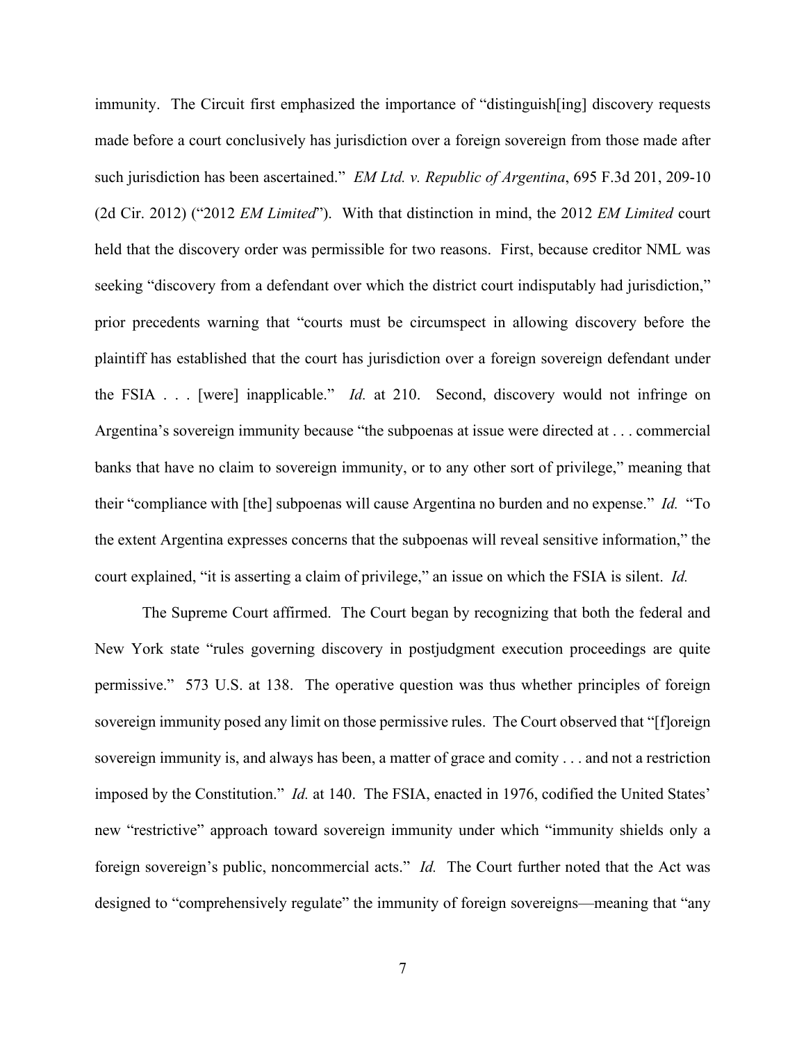immunity. The Circuit first emphasized the importance of "distinguish[ing] discovery requests made before a court conclusively has jurisdiction over a foreign sovereign from those made after such jurisdiction has been ascertained." *EM Ltd. v. Republic of Argentina*, 695 F.3d 201, 209-10 (2d Cir. 2012) ("2012 *EM Limited*"). With that distinction in mind, the 2012 *EM Limited* court held that the discovery order was permissible for two reasons. First, because creditor NML was seeking "discovery from a defendant over which the district court indisputably had jurisdiction," prior precedents warning that "courts must be circumspect in allowing discovery before the plaintiff has established that the court has jurisdiction over a foreign sovereign defendant under the FSIA . . . [were] inapplicable." *Id.* at 210. Second, discovery would not infringe on Argentina's sovereign immunity because "the subpoenas at issue were directed at . . . commercial banks that have no claim to sovereign immunity, or to any other sort of privilege," meaning that their "compliance with [the] subpoenas will cause Argentina no burden and no expense." *Id.* "To the extent Argentina expresses concerns that the subpoenas will reveal sensitive information," the court explained, "it is asserting a claim of privilege," an issue on which the FSIA is silent. *Id.*

The Supreme Court affirmed. The Court began by recognizing that both the federal and New York state "rules governing discovery in postjudgment execution proceedings are quite permissive." 573 U.S. at 138. The operative question was thus whether principles of foreign sovereign immunity posed any limit on those permissive rules. The Court observed that "[f]oreign sovereign immunity is, and always has been, a matter of grace and comity . . . and not a restriction imposed by the Constitution." *Id.* at 140. The FSIA, enacted in 1976, codified the United States' new "restrictive" approach toward sovereign immunity under which "immunity shields only a foreign sovereign's public, noncommercial acts." *Id.* The Court further noted that the Act was designed to "comprehensively regulate" the immunity of foreign sovereigns—meaning that "any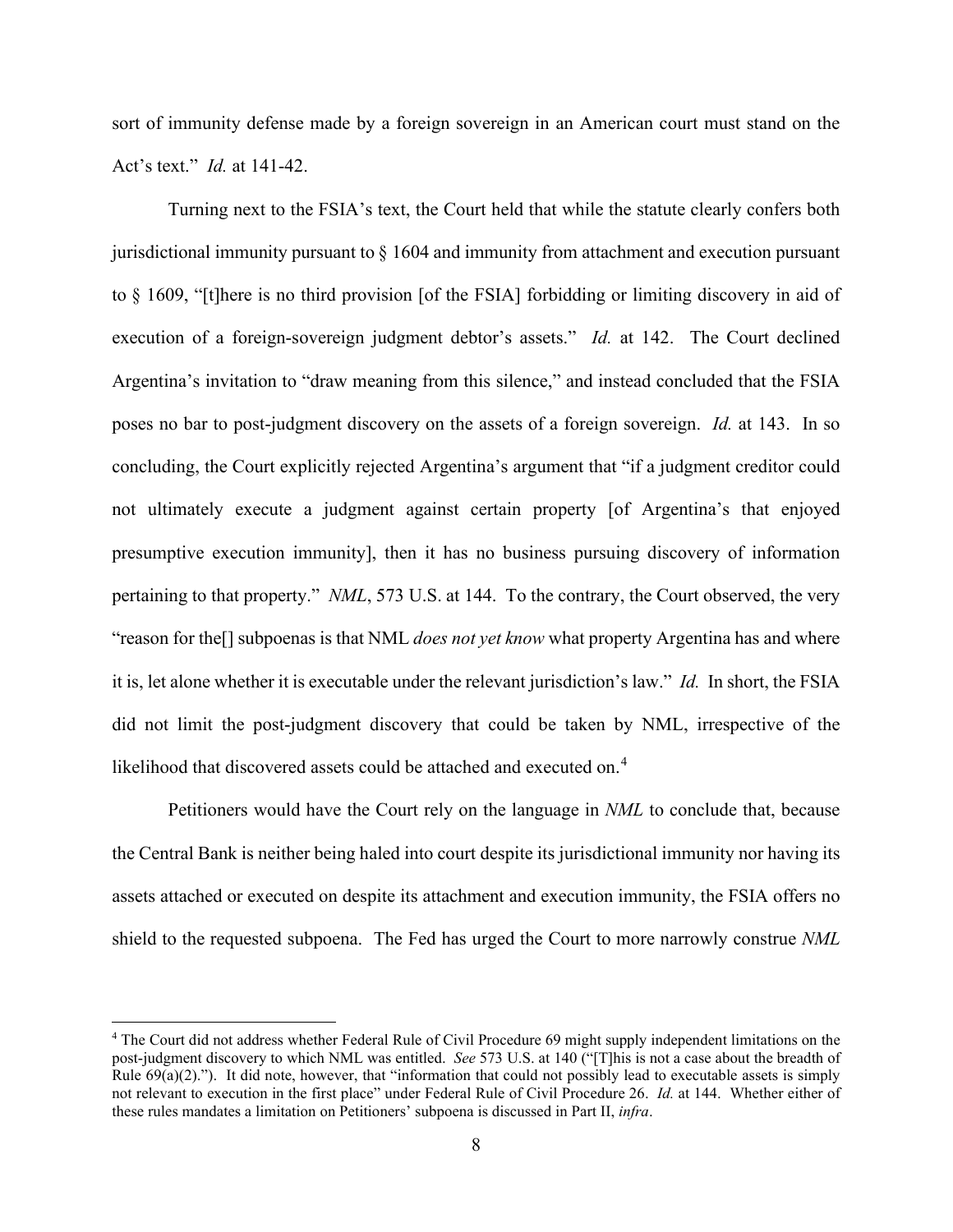sort of immunity defense made by a foreign sovereign in an American court must stand on the Act's text." *Id.* at 141-42.

Turning next to the FSIA's text, the Court held that while the statute clearly confers both jurisdictional immunity pursuant to § 1604 and immunity from attachment and execution pursuant to § 1609, "[t]here is no third provision [of the FSIA] forbidding or limiting discovery in aid of execution of a foreign-sovereign judgment debtor's assets." *Id.* at 142. The Court declined Argentina's invitation to "draw meaning from this silence," and instead concluded that the FSIA poses no bar to post-judgment discovery on the assets of a foreign sovereign. *Id.* at 143. In so concluding, the Court explicitly rejected Argentina's argument that "if a judgment creditor could not ultimately execute a judgment against certain property [of Argentina's that enjoyed presumptive execution immunity], then it has no business pursuing discovery of information pertaining to that property." *NML*, 573 U.S. at 144. To the contrary, the Court observed, the very "reason for the[] subpoenas is that NML *does not yet know* what property Argentina has and where it is, let alone whether it is executable under the relevant jurisdiction's law." *Id.* In short, the FSIA did not limit the post-judgment discovery that could be taken by NML, irrespective of the likelihood that discovered assets could be attached and executed on.[4]

Petitioners would have the Court rely on the language in *NML* to conclude that, because the Central Bank is neither being haled into court despite its jurisdictional immunity nor having its assets attached or executed on despite its attachment and execution immunity, the FSIA offers no shield to the requested subpoena. The Fed has urged the Court to more narrowly construe *NML*

[4] The Court did not address whether Federal Rule of Civil Procedure 69 might supply independent limitations on the post-judgment discovery to which NML was entitled. *See* 573 U.S. at 140 ("[T]his is not a case about the breadth of Rule 69(a)(2)."). It did note, however, that "information that could not possibly lead to executable assets is simply not relevant to execution in the first place" under Federal Rule of Civil Procedure 26. *Id.* at 144. Whether either of these rules mandates a limitation on Petitioners' subpoena is discussed in Part II, *infra*.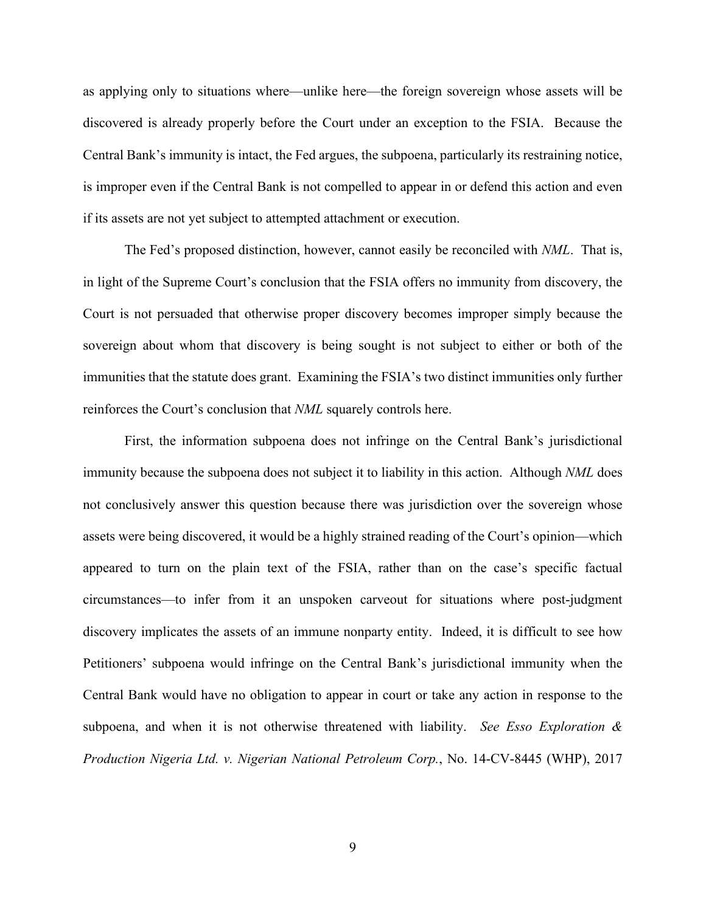as applying only to situations where—unlike here—the foreign sovereign whose assets will be discovered is already properly before the Court under an exception to the FSIA. Because the Central Bank's immunity is intact, the Fed argues, the subpoena, particularly its restraining notice, is improper even if the Central Bank is not compelled to appear in or defend this action and even if its assets are not yet subject to attempted attachment or execution.

The Fed's proposed distinction, however, cannot easily be reconciled with *NML*. That is, in light of the Supreme Court's conclusion that the FSIA offers no immunity from discovery, the Court is not persuaded that otherwise proper discovery becomes improper simply because the sovereign about whom that discovery is being sought is not subject to either or both of the immunities that the statute does grant. Examining the FSIA's two distinct immunities only further reinforces the Court's conclusion that *NML* squarely controls here.

First, the information subpoena does not infringe on the Central Bank's jurisdictional immunity because the subpoena does not subject it to liability in this action. Although *NML* does not conclusively answer this question because there was jurisdiction over the sovereign whose assets were being discovered, it would be a highly strained reading of the Court's opinion—which appeared to turn on the plain text of the FSIA, rather than on the case's specific factual circumstances—to infer from it an unspoken carveout for situations where post-judgment discovery implicates the assets of an immune nonparty entity. Indeed, it is difficult to see how Petitioners' subpoena would infringe on the Central Bank's jurisdictional immunity when the Central Bank would have no obligation to appear in court or take any action in response to the subpoena, and when it is not otherwise threatened with liability. *See Esso Exploration & Production Nigeria Ltd. v. Nigerian National Petroleum Corp.*, No. 14-CV-8445 (WHP), 2017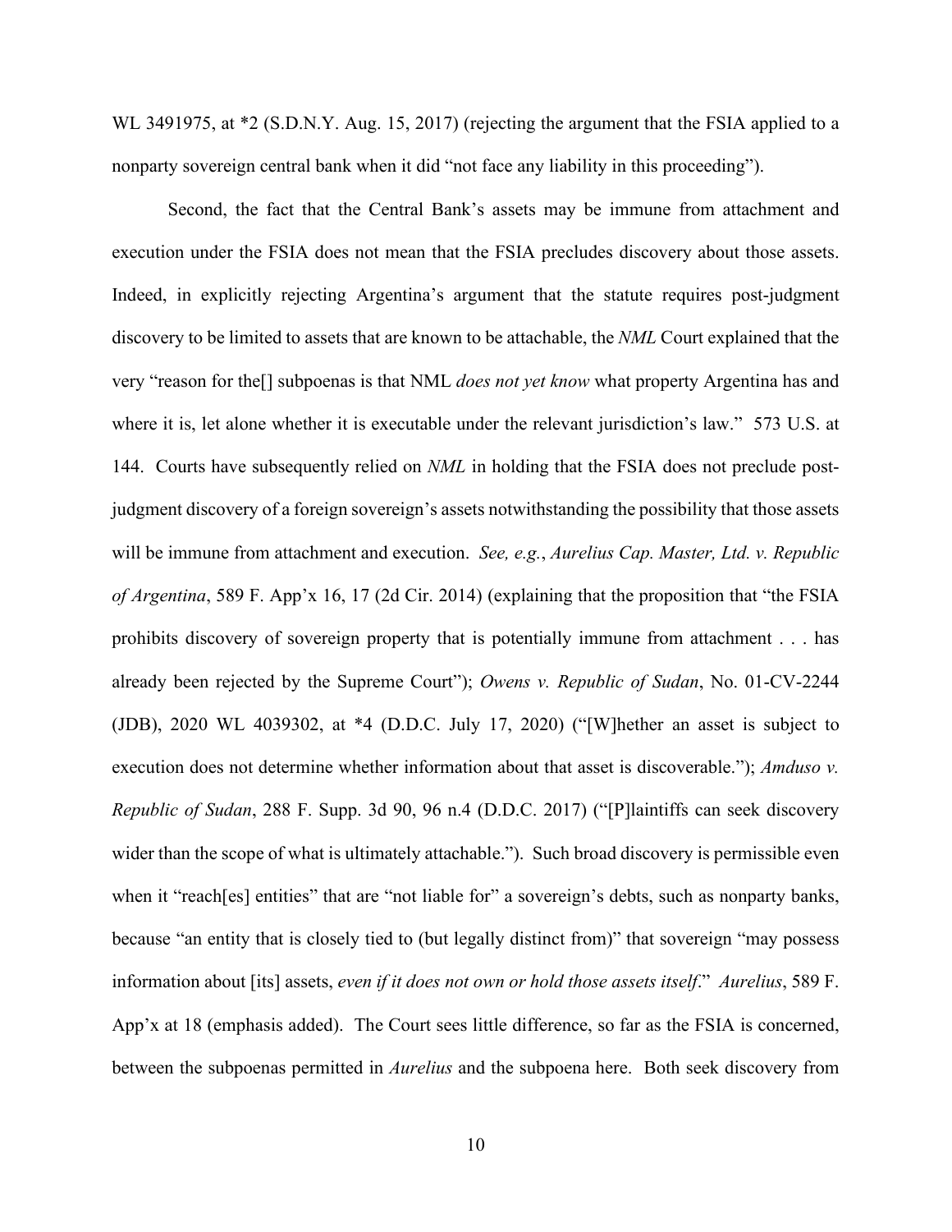WL 3491975, at *2 (S.D.N.Y. Aug. 15, 2017) (rejecting the argument that the FSIA applied to a nonparty sovereign central bank when it did "not face any liability in this proceeding").

Second, the fact that the Central Bank's assets may be immune from attachment and execution under the FSIA does not mean that the FSIA precludes discovery about those assets. Indeed, in explicitly rejecting Argentina's argument that the statute requires post-judgment discovery to be limited to assets that are known to be attachable, the *NML* Court explained that the very "reason for the[] subpoenas is that NML *does not yet know* what property Argentina has and where it is, let alone whether it is executable under the relevant jurisdiction's law." 573 U.S. at 144. Courts have subsequently relied on *NML* in holding that the FSIA does not preclude post-judgment discovery of a foreign sovereign's assets notwithstanding the possibility that those assets will be immune from attachment and execution. *See, e.g.*, *Aurelius Cap. Master, Ltd. v. Republic of Argentina*, 589 F. App'x 16, 17 (2d Cir. 2014) (explaining that the proposition that "the FSIA prohibits discovery of sovereign property that is potentially immune from attachment . . . has already been rejected by the Supreme Court"); *Owens v. Republic of Sudan*, No. 01-CV-2244 (JDB), 2020 WL 4039302, at *4 (D.D.C. July 17, 2020) ("[W]hether an asset is subject to execution does not determine whether information about that asset is discoverable."); *Amduso v. Republic of Sudan*, 288 F. Supp. 3d 90, 96 n.4 (D.D.C. 2017) ("[P]laintiffs can seek discovery wider than the scope of what is ultimately attachable."). Such broad discovery is permissible even when it "reach[es] entities" that are "not liable for" a sovereign's debts, such as nonparty banks, because "an entity that is closely tied to (but legally distinct from)" that sovereign "may possess information about [its] assets, *even if it does not own or hold those assets itself*." *Aurelius*, 589 F. App'x at 18 (emphasis added). The Court sees little difference, so far as the FSIA is concerned, between the subpoenas permitted in *Aurelius* and the subpoena here. Both seek discovery from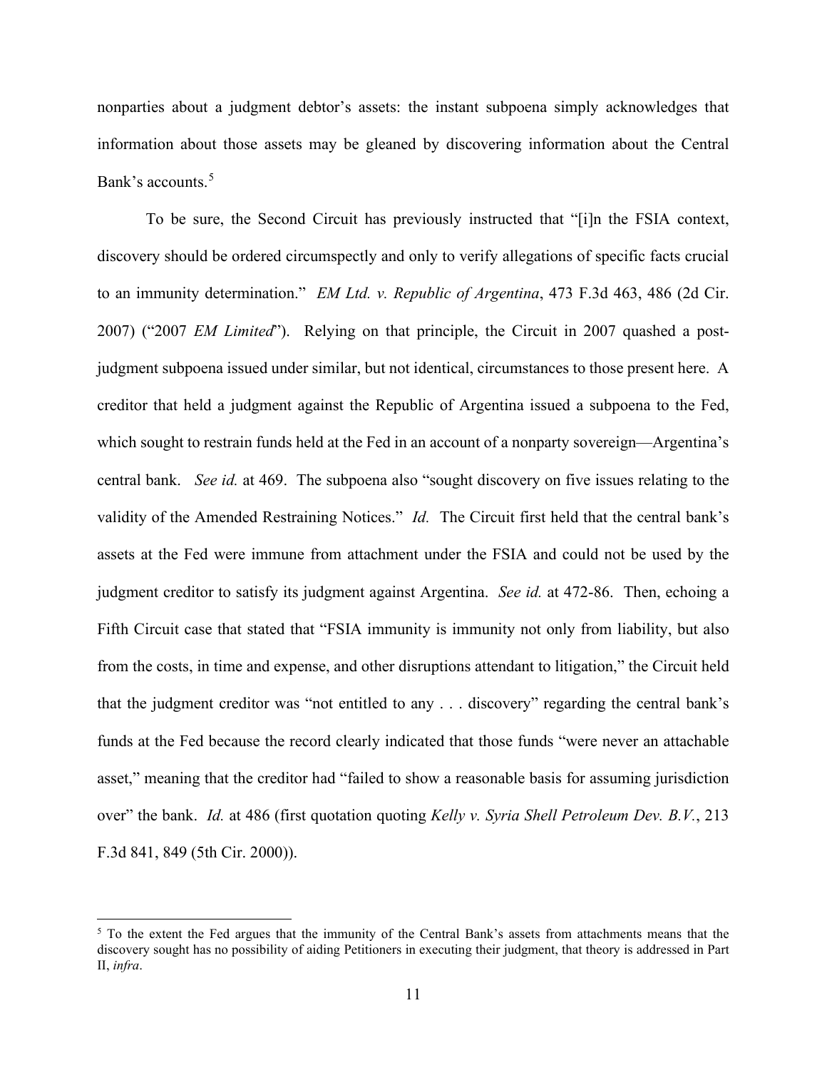nonparties about a judgment debtor's assets: the instant subpoena simply acknowledges that information about those assets may be gleaned by discovering information about the Central Bank's accounts.[5]

To be sure, the Second Circuit has previously instructed that "[i]n the FSIA context, discovery should be ordered circumspectly and only to verify allegations of specific facts crucial to an immunity determination." *EM Ltd. v. Republic of Argentina*, 473 F.3d 463, 486 (2d Cir. 2007) ("2007 *EM Limited*"). Relying on that principle, the Circuit in 2007 quashed a post-judgment subpoena issued under similar, but not identical, circumstances to those present here. A creditor that held a judgment against the Republic of Argentina issued a subpoena to the Fed, which sought to restrain funds held at the Fed in an account of a nonparty sovereign—Argentina's central bank. *See id.* at 469. The subpoena also "sought discovery on five issues relating to the validity of the Amended Restraining Notices." *Id.* The Circuit first held that the central bank's assets at the Fed were immune from attachment under the FSIA and could not be used by the judgment creditor to satisfy its judgment against Argentina. *See id.* at 472-86. Then, echoing a Fifth Circuit case that stated that "FSIA immunity is immunity not only from liability, but also from the costs, in time and expense, and other disruptions attendant to litigation," the Circuit held that the judgment creditor was "not entitled to any . . . discovery" regarding the central bank's funds at the Fed because the record clearly indicated that those funds "were never an attachable asset," meaning that the creditor had "failed to show a reasonable basis for assuming jurisdiction over" the bank. *Id.* at 486 (first quotation quoting *Kelly v. Syria Shell Petroleum Dev. B.V.*, 213 F.3d 841, 849 (5th Cir. 2000)).

---

[5] To the extent the Fed argues that the immunity of the Central Bank's assets from attachments means that the discovery sought has no possibility of aiding Petitioners in executing their judgment, that theory is addressed in Part II, *infra*.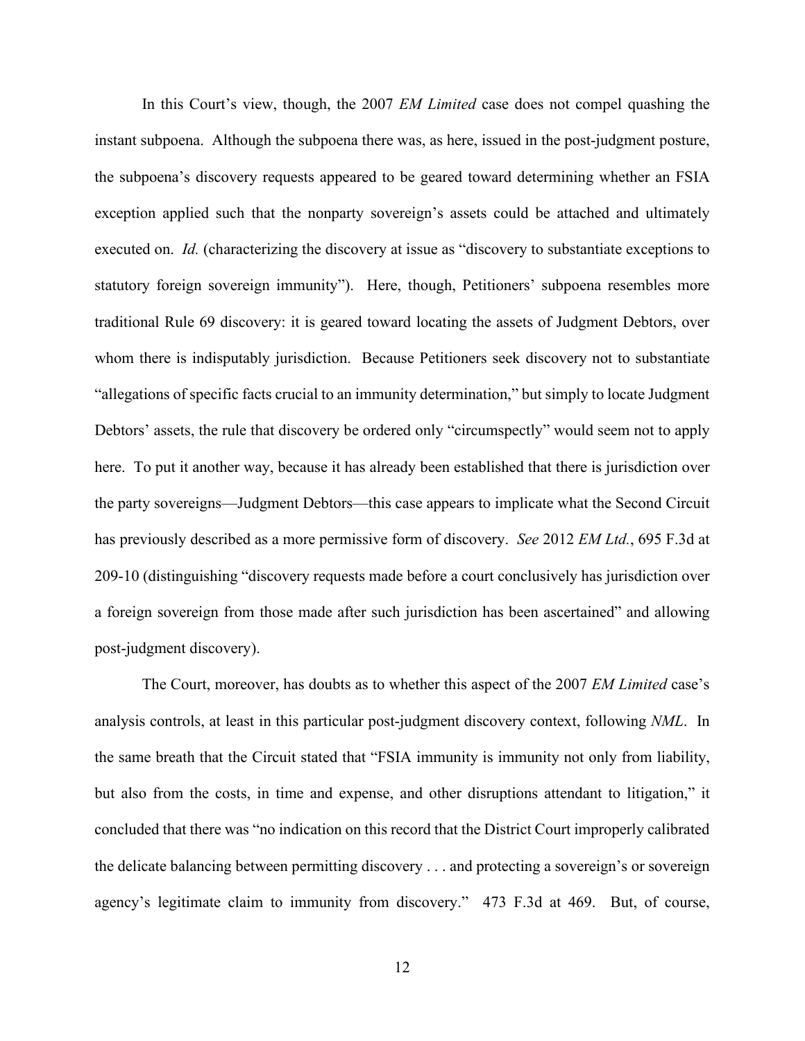In this Court's view, though, the 2007 *EM Limited* case does not compel quashing the instant subpoena. Although the subpoena there was, as here, issued in the post-judgment posture, the subpoena's discovery requests appeared to be geared toward determining whether an FSIA exception applied such that the nonparty sovereign's assets could be attached and ultimately executed on. *Id.* (characterizing the discovery at issue as "discovery to substantiate exceptions to statutory foreign sovereign immunity"). Here, though, Petitioners' subpoena resembles more traditional Rule 69 discovery: it is geared toward locating the assets of Judgment Debtors, over whom there is indisputably jurisdiction. Because Petitioners seek discovery not to substantiate "allegations of specific facts crucial to an immunity determination," but simply to locate Judgment Debtors' assets, the rule that discovery be ordered only "circumspectly" would seem not to apply here. To put it another way, because it has already been established that there is jurisdiction over the party sovereigns—Judgment Debtors—this case appears to implicate what the Second Circuit has previously described as a more permissive form of discovery. *See* 2012 *EM Ltd.*, 695 F.3d at 209-10 (distinguishing "discovery requests made before a court conclusively has jurisdiction over a foreign sovereign from those made after such jurisdiction has been ascertained" and allowing post-judgment discovery).

The Court, moreover, has doubts as to whether this aspect of the 2007 *EM Limited* case's analysis controls, at least in this particular post-judgment discovery context, following *NML*. In the same breath that the Circuit stated that "FSIA immunity is immunity not only from liability, but also from the costs, in time and expense, and other disruptions attendant to litigation," it concluded that there was "no indication on this record that the District Court improperly calibrated the delicate balancing between permitting discovery . . . and protecting a sovereign's or sovereign agency's legitimate claim to immunity from discovery." 473 F.3d at 469. But, of course,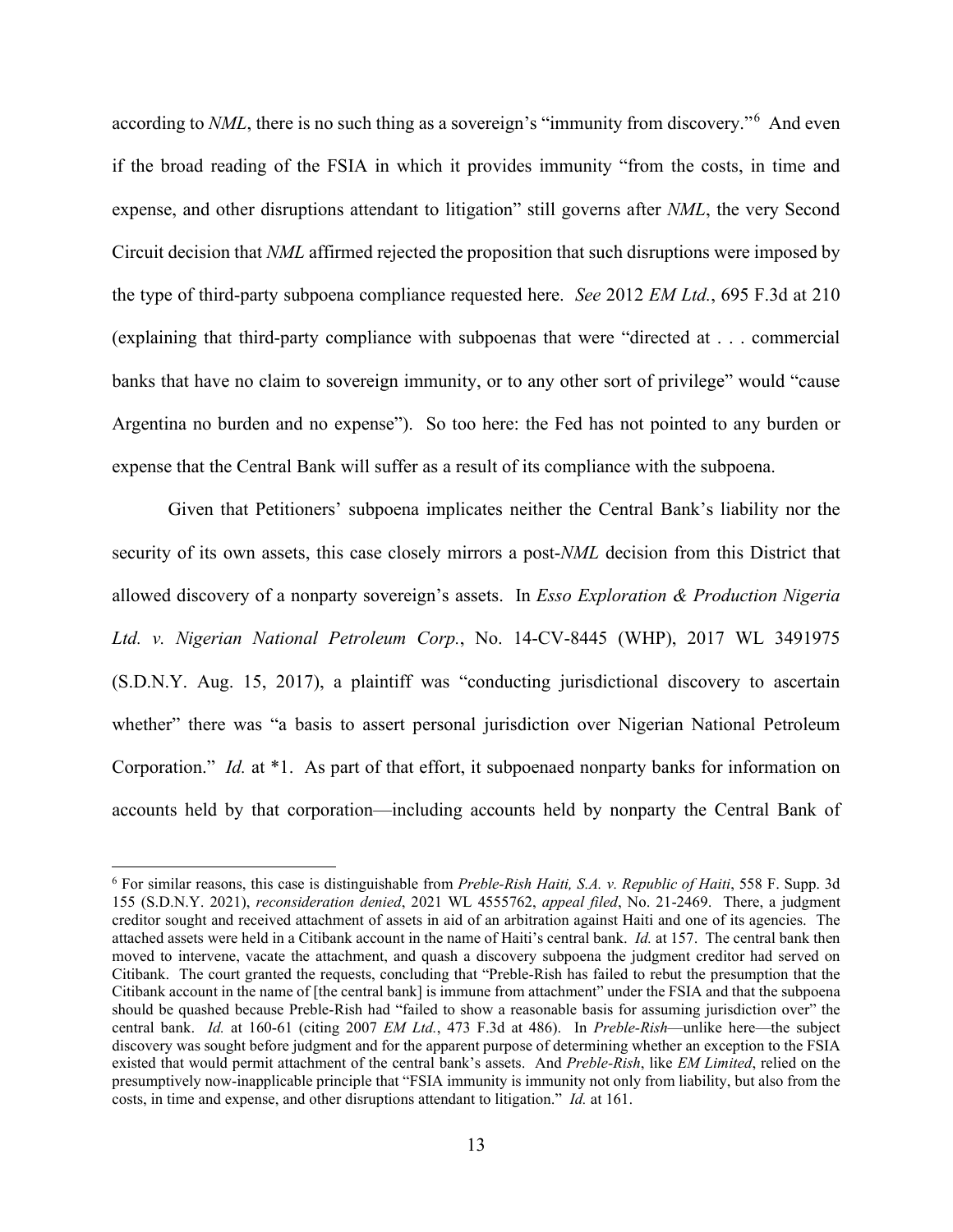according to *NML*, there is no such thing as a sovereign's "immunity from discovery."[6] And even if the broad reading of the FSIA in which it provides immunity "from the costs, in time and expense, and other disruptions attendant to litigation" still governs after *NML*, the very Second Circuit decision that *NML* affirmed rejected the proposition that such disruptions were imposed by the type of third-party subpoena compliance requested here. *See* 2012 *EM Ltd.*, 695 F.3d at 210 (explaining that third-party compliance with subpoenas that were "directed at . . . commercial banks that have no claim to sovereign immunity, or to any other sort of privilege" would "cause Argentina no burden and no expense"). So too here: the Fed has not pointed to any burden or expense that the Central Bank will suffer as a result of its compliance with the subpoena.

Given that Petitioners' subpoena implicates neither the Central Bank's liability nor the security of its own assets, this case closely mirrors a post-*NML* decision from this District that allowed discovery of a nonparty sovereign's assets. In *Esso Exploration & Production Nigeria Ltd. v. Nigerian National Petroleum Corp.*, No. 14-CV-8445 (WHP), 2017 WL 3491975 (S.D.N.Y. Aug. 15, 2017), a plaintiff was "conducting jurisdictional discovery to ascertain whether" there was "a basis to assert personal jurisdiction over Nigerian National Petroleum Corporation." *Id.* at *1. As part of that effort, it subpoenaed nonparty banks for information on accounts held by that corporation—including accounts held by nonparty the Central Bank of

---

[6] For similar reasons, this case is distinguishable from *Preble-Rish Haiti, S.A. v. Republic of Haiti*, 558 F. Supp. 3d 155 (S.D.N.Y. 2021), *reconsideration denied*, 2021 WL 4555762, *appeal filed*, No. 21-2469. There, a judgment creditor sought and received attachment of assets in aid of an arbitration against Haiti and one of its agencies. The attached assets were held in a Citibank account in the name of Haiti's central bank. *Id.* at 157. The central bank then moved to intervene, vacate the attachment, and quash a discovery subpoena the judgment creditor had served on Citibank. The court granted the requests, concluding that "Preble-Rish has failed to rebut the presumption that the Citibank account in the name of [the central bank] is immune from attachment" under the FSIA and that the subpoena should be quashed because Preble-Rish had "failed to show a reasonable basis for assuming jurisdiction over" the central bank. *Id.* at 160-61 (citing 2007 *EM Ltd.*, 473 F.3d at 486). In *Preble-Rish*—unlike here—the subject discovery was sought before judgment and for the apparent purpose of determining whether an exception to the FSIA existed that would permit attachment of the central bank's assets. And *Preble-Rish*, like *EM Limited*, relied on the presumptively now-inapplicable principle that "FSIA immunity is immunity not only from liability, but also from the costs, in time and expense, and other disruptions attendant to litigation." *Id.* at 161.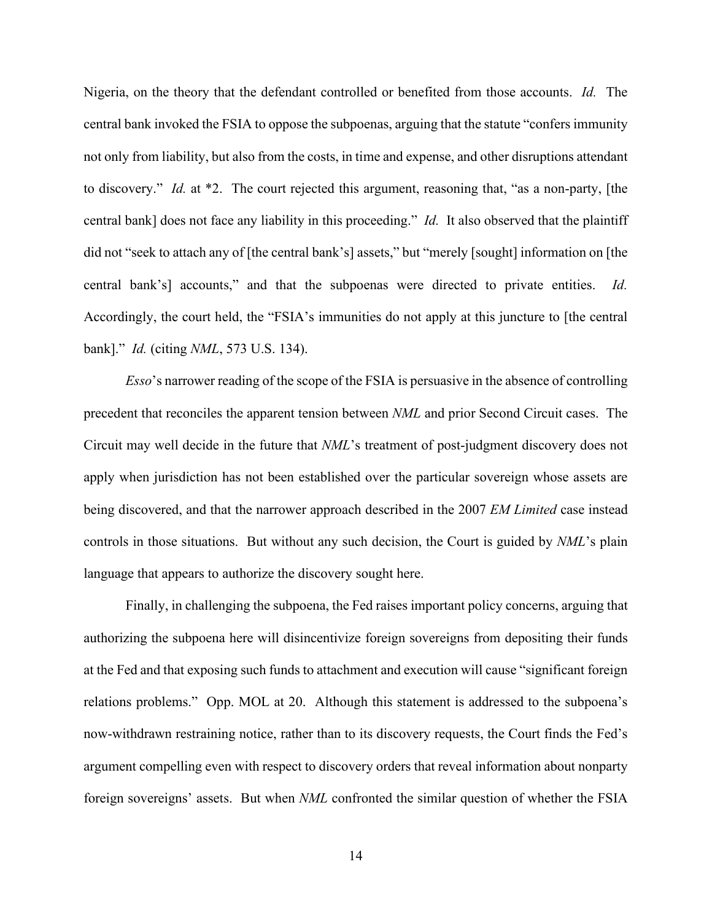Nigeria, on the theory that the defendant controlled or benefited from those accounts. *Id.* The central bank invoked the FSIA to oppose the subpoenas, arguing that the statute "confers immunity not only from liability, but also from the costs, in time and expense, and other disruptions attendant to discovery." *Id.* at *2. The court rejected this argument, reasoning that, "as a non-party, [the central bank] does not face any liability in this proceeding." *Id.* It also observed that the plaintiff did not "seek to attach any of [the central bank's] assets," but "merely [sought] information on [the central bank's] accounts," and that the subpoenas were directed to private entities. *Id.* Accordingly, the court held, the "FSIA's immunities do not apply at this juncture to [the central bank]." *Id.* (citing *NML*, 573 U.S. 134).

*Esso*'s narrower reading of the scope of the FSIA is persuasive in the absence of controlling precedent that reconciles the apparent tension between *NML* and prior Second Circuit cases. The Circuit may well decide in the future that *NML*'s treatment of post-judgment discovery does not apply when jurisdiction has not been established over the particular sovereign whose assets are being discovered, and that the narrower approach described in the 2007 *EM Limited* case instead controls in those situations. But without any such decision, the Court is guided by *NML*'s plain language that appears to authorize the discovery sought here.

Finally, in challenging the subpoena, the Fed raises important policy concerns, arguing that authorizing the subpoena here will disincentivize foreign sovereigns from depositing their funds at the Fed and that exposing such funds to attachment and execution will cause "significant foreign relations problems." Opp. MOL at 20. Although this statement is addressed to the subpoena's now-withdrawn restraining notice, rather than to its discovery requests, the Court finds the Fed's argument compelling even with respect to discovery orders that reveal information about nonparty foreign sovereigns' assets. But when *NML* confronted the similar question of whether the FSIA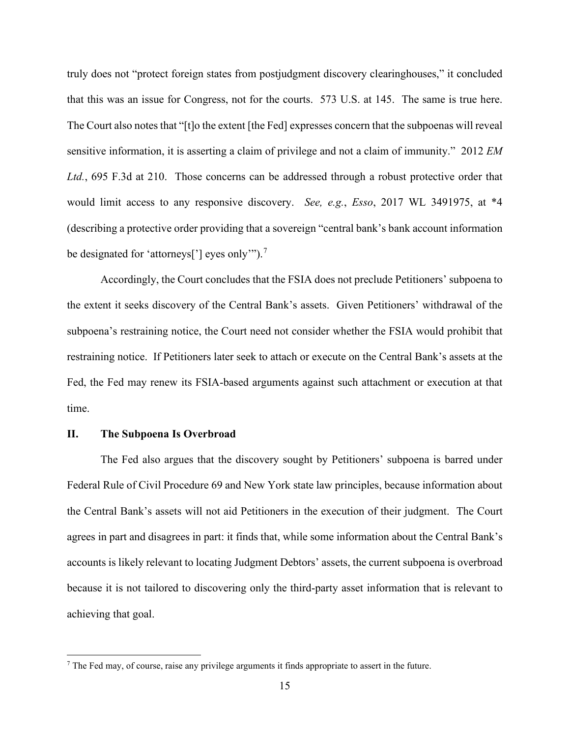truly does not "protect foreign states from postjudgment discovery clearinghouses," it concluded that this was an issue for Congress, not for the courts. 573 U.S. at 145. The same is true here. The Court also notes that "[t]o the extent [the Fed] expresses concern that the subpoenas will reveal sensitive information, it is asserting a claim of privilege and not a claim of immunity." 2012 *EM Ltd.*, 695 F.3d at 210. Those concerns can be addressed through a robust protective order that would limit access to any responsive discovery. *See, e.g.*, *Esso*, 2017 WL 3491975, at *4 (describing a protective order providing that a sovereign "central bank's bank account information be designated for 'attorneys['] eyes only'").[7]

Accordingly, the Court concludes that the FSIA does not preclude Petitioners' subpoena to the extent it seeks discovery of the Central Bank's assets. Given Petitioners' withdrawal of the subpoena's restraining notice, the Court need not consider whether the FSIA would prohibit that restraining notice. If Petitioners later seek to attach or execute on the Central Bank's assets at the Fed, the Fed may renew its FSIA-based arguments against such attachment or execution at that time.

## II. The Subpoena Is Overbroad

The Fed also argues that the discovery sought by Petitioners' subpoena is barred under Federal Rule of Civil Procedure 69 and New York state law principles, because information about the Central Bank's assets will not aid Petitioners in the execution of their judgment. The Court agrees in part and disagrees in part: it finds that, while some information about the Central Bank's accounts is likely relevant to locating Judgment Debtors' assets, the current subpoena is overbroad because it is not tailored to discovering only the third-party asset information that is relevant to achieving that goal.

---

[7] The Fed may, of course, raise any privilege arguments it finds appropriate to assert in the future.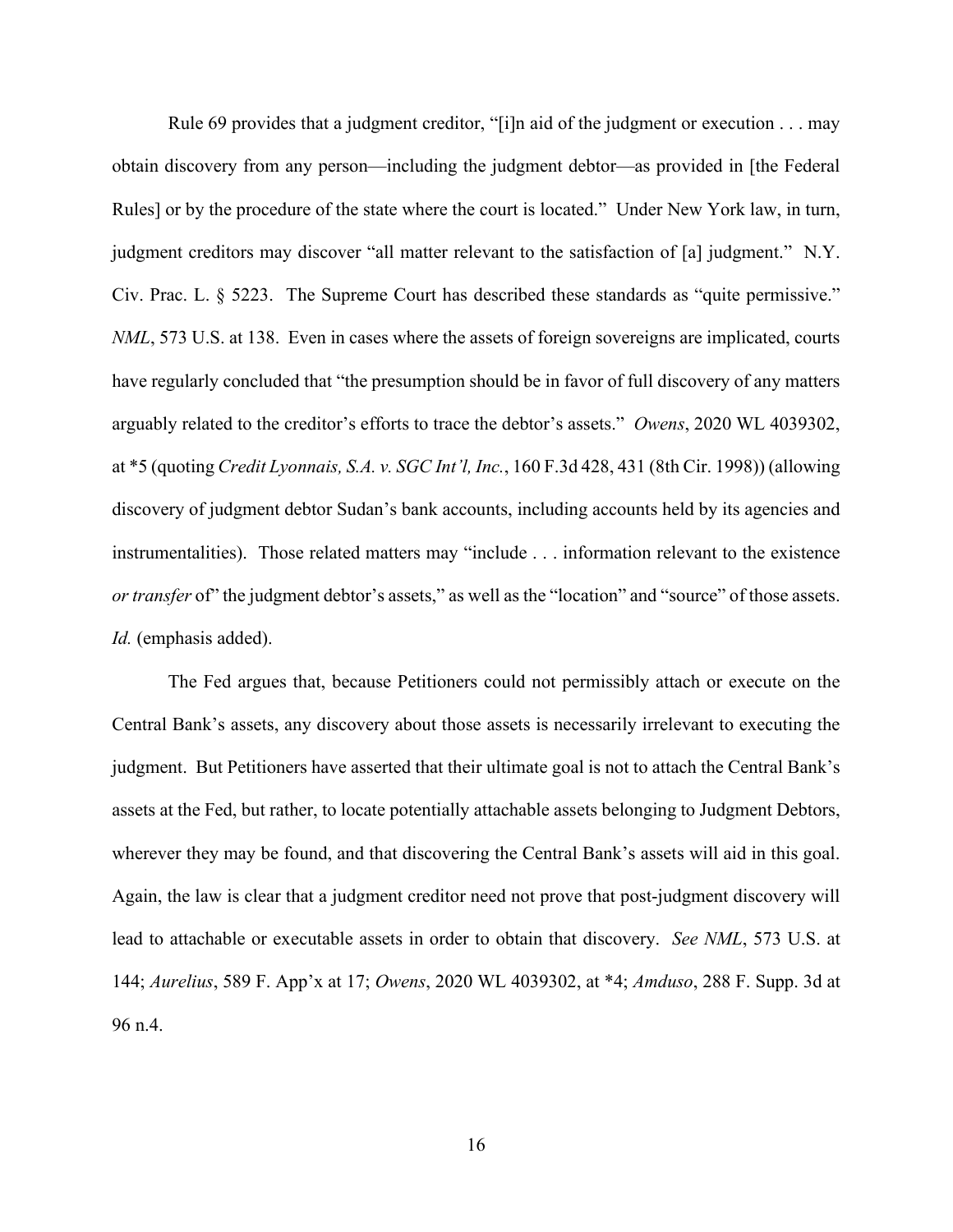Rule 69 provides that a judgment creditor, "[i]n aid of the judgment or execution . . . may obtain discovery from any person—including the judgment debtor—as provided in [the Federal Rules] or by the procedure of the state where the court is located." Under New York law, in turn, judgment creditors may discover "all matter relevant to the satisfaction of [a] judgment." N.Y. Civ. Prac. L. § 5223. The Supreme Court has described these standards as "quite permissive." *NML*, 573 U.S. at 138. Even in cases where the assets of foreign sovereigns are implicated, courts have regularly concluded that "the presumption should be in favor of full discovery of any matters arguably related to the creditor's efforts to trace the debtor's assets." *Owens*, 2020 WL 4039302, at *5 (quoting *Credit Lyonnais, S.A. v. SGC Int'l, Inc.*, 160 F.3d 428, 431 (8th Cir. 1998)) (allowing discovery of judgment debtor Sudan's bank accounts, including accounts held by its agencies and instrumentalities). Those related matters may "include . . . information relevant to the existence *or transfer* of" the judgment debtor's assets," as well as the "location" and "source" of those assets. *Id.* (emphasis added).

The Fed argues that, because Petitioners could not permissibly attach or execute on the Central Bank's assets, any discovery about those assets is necessarily irrelevant to executing the judgment. But Petitioners have asserted that their ultimate goal is not to attach the Central Bank's assets at the Fed, but rather, to locate potentially attachable assets belonging to Judgment Debtors, wherever they may be found, and that discovering the Central Bank's assets will aid in this goal. Again, the law is clear that a judgment creditor need not prove that post-judgment discovery will lead to attachable or executable assets in order to obtain that discovery. *See NML*, 573 U.S. at 144; *Aurelius*, 589 F. App'x at 17; *Owens*, 2020 WL 4039302, at *4; *Amduso*, 288 F. Supp. 3d at 96 n.4.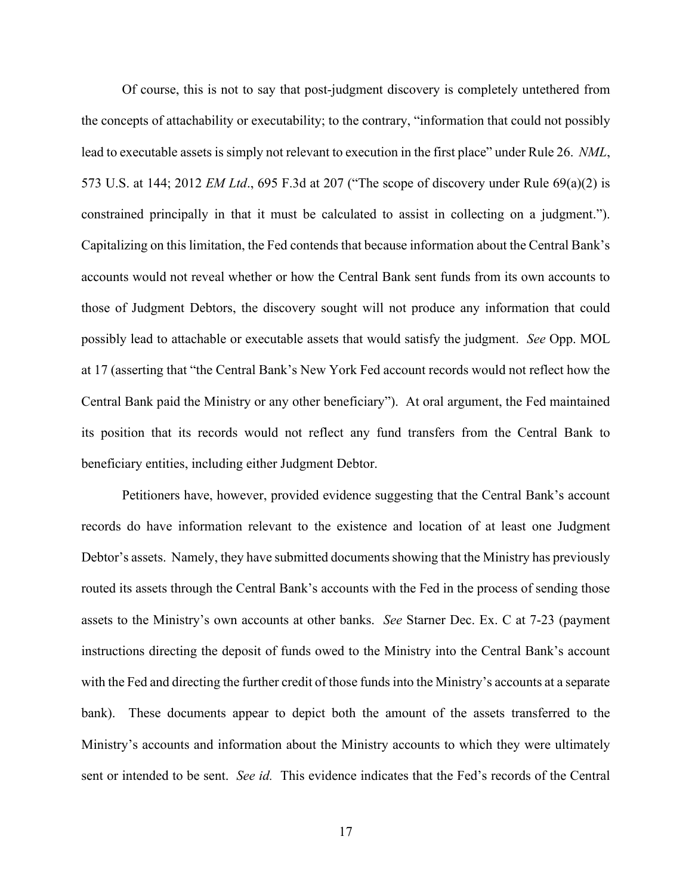Of course, this is not to say that post-judgment discovery is completely untethered from the concepts of attachability or executability; to the contrary, "information that could not possibly lead to executable assets is simply not relevant to execution in the first place" under Rule 26. *NML*, 573 U.S. at 144; 2012 *EM Ltd*., 695 F.3d at 207 ("The scope of discovery under Rule 69(a)(2) is constrained principally in that it must be calculated to assist in collecting on a judgment."). Capitalizing on this limitation, the Fed contends that because information about the Central Bank's accounts would not reveal whether or how the Central Bank sent funds from its own accounts to those of Judgment Debtors, the discovery sought will not produce any information that could possibly lead to attachable or executable assets that would satisfy the judgment. *See* Opp. MOL at 17 (asserting that "the Central Bank's New York Fed account records would not reflect how the Central Bank paid the Ministry or any other beneficiary"). At oral argument, the Fed maintained its position that its records would not reflect any fund transfers from the Central Bank to beneficiary entities, including either Judgment Debtor.

Petitioners have, however, provided evidence suggesting that the Central Bank's account records do have information relevant to the existence and location of at least one Judgment Debtor's assets. Namely, they have submitted documents showing that the Ministry has previously routed its assets through the Central Bank's accounts with the Fed in the process of sending those assets to the Ministry's own accounts at other banks. *See* Starner Dec. Ex. C at 7-23 (payment instructions directing the deposit of funds owed to the Ministry into the Central Bank's account with the Fed and directing the further credit of those funds into the Ministry's accounts at a separate bank). These documents appear to depict both the amount of the assets transferred to the Ministry's accounts and information about the Ministry accounts to which they were ultimately sent or intended to be sent. *See id.* This evidence indicates that the Fed's records of the Central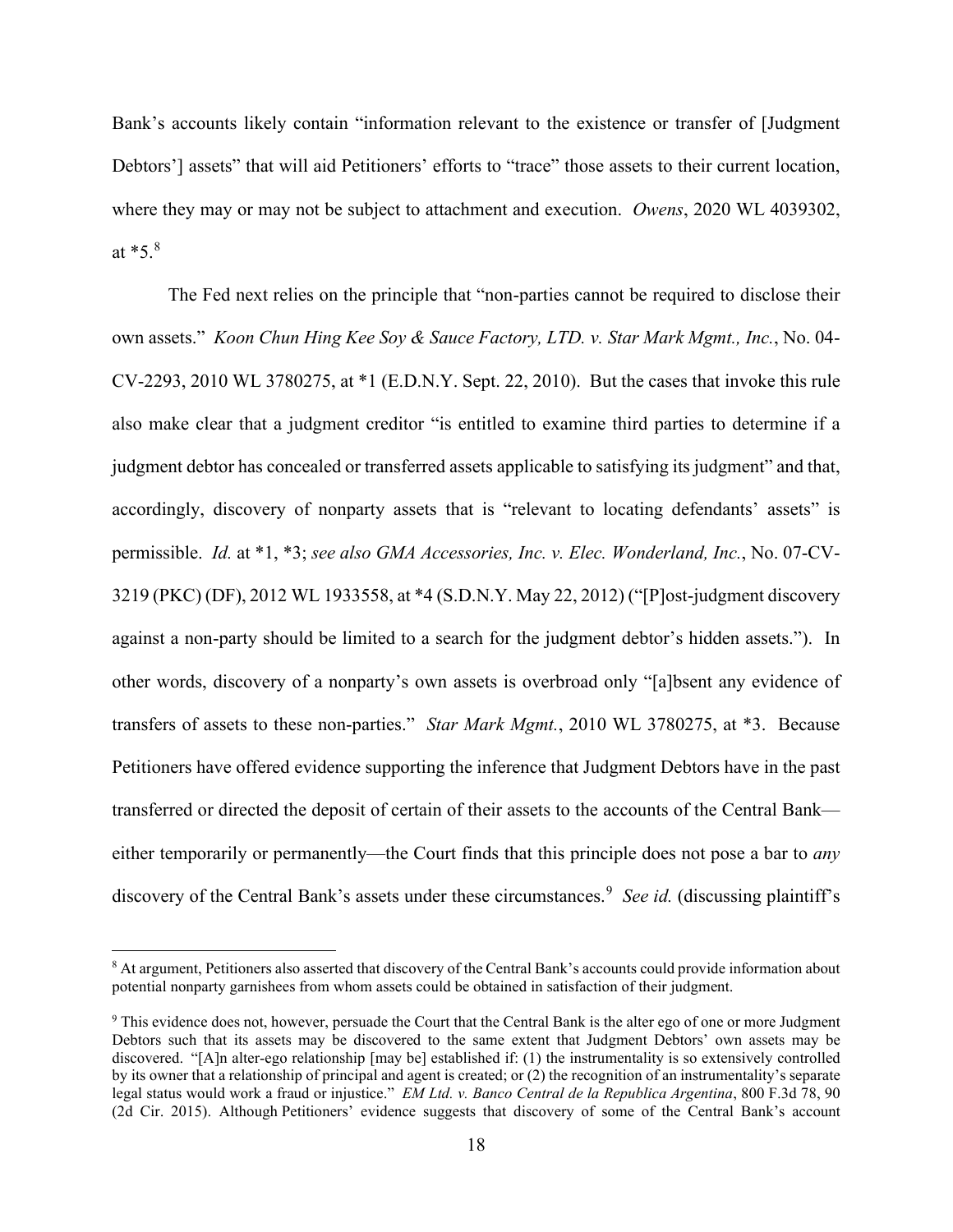Bank's accounts likely contain "information relevant to the existence or transfer of [Judgment Debtors'] assets" that will aid Petitioners' efforts to "trace" those assets to their current location, where they may or may not be subject to attachment and execution. *Owens*, 2020 WL 4039302, at *5.[8]

The Fed next relies on the principle that "non-parties cannot be required to disclose their own assets." *Koon Chun Hing Kee Soy & Sauce Factory, LTD. v. Star Mark Mgmt., Inc.*, No. 04-CV-2293, 2010 WL 3780275, at *1 (E.D.N.Y. Sept. 22, 2010). But the cases that invoke this rule also make clear that a judgment creditor "is entitled to examine third parties to determine if a judgment debtor has concealed or transferred assets applicable to satisfying its judgment" and that, accordingly, discovery of nonparty assets that is "relevant to locating defendants' assets" is permissible. *Id.* at *1, *3; *see also GMA Accessories, Inc. v. Elec. Wonderland, Inc.*, No. 07-CV-3219 (PKC) (DF), 2012 WL 1933558, at *4 (S.D.N.Y. May 22, 2012) ("[P]ost-judgment discovery against a non-party should be limited to a search for the judgment debtor's hidden assets."). In other words, discovery of a nonparty's own assets is overbroad only "[a]bsent any evidence of transfers of assets to these non-parties." *Star Mark Mgmt.*, 2010 WL 3780275, at *3. Because Petitioners have offered evidence supporting the inference that Judgment Debtors have in the past transferred or directed the deposit of certain of their assets to the accounts of the Central Bank—either temporarily or permanently—the Court finds that this principle does not pose a bar to *any* discovery of the Central Bank's assets under these circumstances.[9] *See id.* (discussing plaintiff's

---

[8] At argument, Petitioners also asserted that discovery of the Central Bank's accounts could provide information about potential nonparty garnishees from whom assets could be obtained in satisfaction of their judgment.

[9] This evidence does not, however, persuade the Court that the Central Bank is the alter ego of one or more Judgment Debtors such that its assets may be discovered to the same extent that Judgment Debtors' own assets may be discovered. "[A]n alter-ego relationship [may be] established if: (1) the instrumentality is so extensively controlled by its owner that a relationship of principal and agent is created; or (2) the recognition of an instrumentality's separate legal status would work a fraud or injustice." *EM Ltd. v. Banco Central de la Republica Argentina*, 800 F.3d 78, 90 (2d Cir. 2015). Although Petitioners' evidence suggests that discovery of some of the Central Bank's account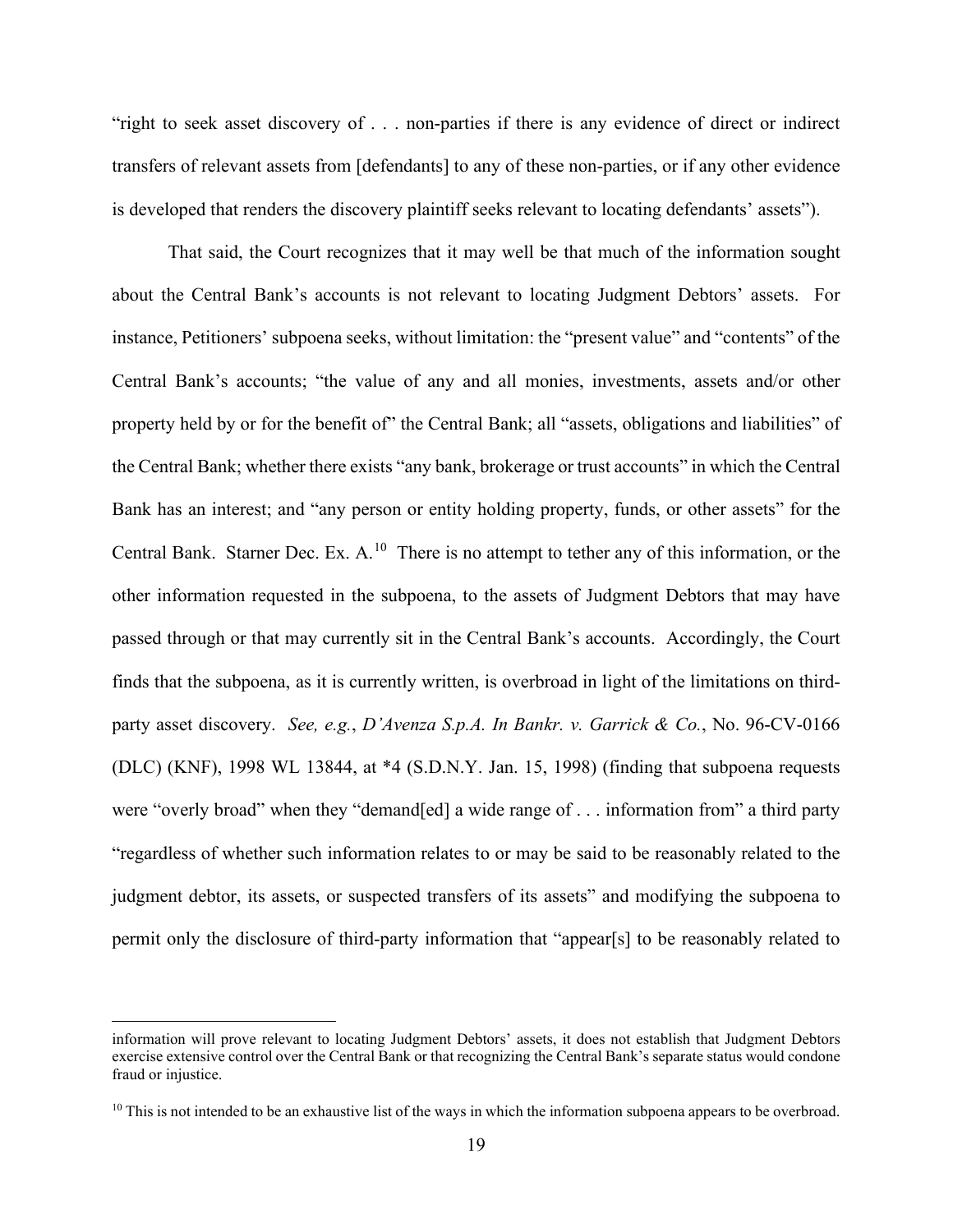"right to seek asset discovery of . . . non-parties if there is any evidence of direct or indirect transfers of relevant assets from [defendants] to any of these non-parties, or if any other evidence is developed that renders the discovery plaintiff seeks relevant to locating defendants' assets").

That said, the Court recognizes that it may well be that much of the information sought about the Central Bank's accounts is not relevant to locating Judgment Debtors' assets. For instance, Petitioners' subpoena seeks, without limitation: the "present value" and "contents" of the Central Bank's accounts; "the value of any and all monies, investments, assets and/or other property held by or for the benefit of" the Central Bank; all "assets, obligations and liabilities" of the Central Bank; whether there exists "any bank, brokerage or trust accounts" in which the Central Bank has an interest; and "any person or entity holding property, funds, or other assets" for the Central Bank. Starner Dec. Ex. A.[10] There is no attempt to tether any of this information, or the other information requested in the subpoena, to the assets of Judgment Debtors that may have passed through or that may currently sit in the Central Bank's accounts. Accordingly, the Court finds that the subpoena, as it is currently written, is overbroad in light of the limitations on third-party asset discovery. *See, e.g.*, *D'Avenza S.p.A. In Bankr. v. Garrick & Co.*, No. 96-CV-0166 (DLC) (KNF), 1998 WL 13844, at *4 (S.D.N.Y. Jan. 15, 1998) (finding that subpoena requests were "overly broad" when they "demand[ed] a wide range of . . . information from" a third party "regardless of whether such information relates to or may be said to be reasonably related to the judgment debtor, its assets, or suspected transfers of its assets" and modifying the subpoena to permit only the disclosure of third-party information that "appear[s] to be reasonably related to

---

information will prove relevant to locating Judgment Debtors' assets, it does not establish that Judgment Debtors exercise extensive control over the Central Bank or that recognizing the Central Bank's separate status would condone fraud or injustice.

[10] This is not intended to be an exhaustive list of the ways in which the information subpoena appears to be overbroad.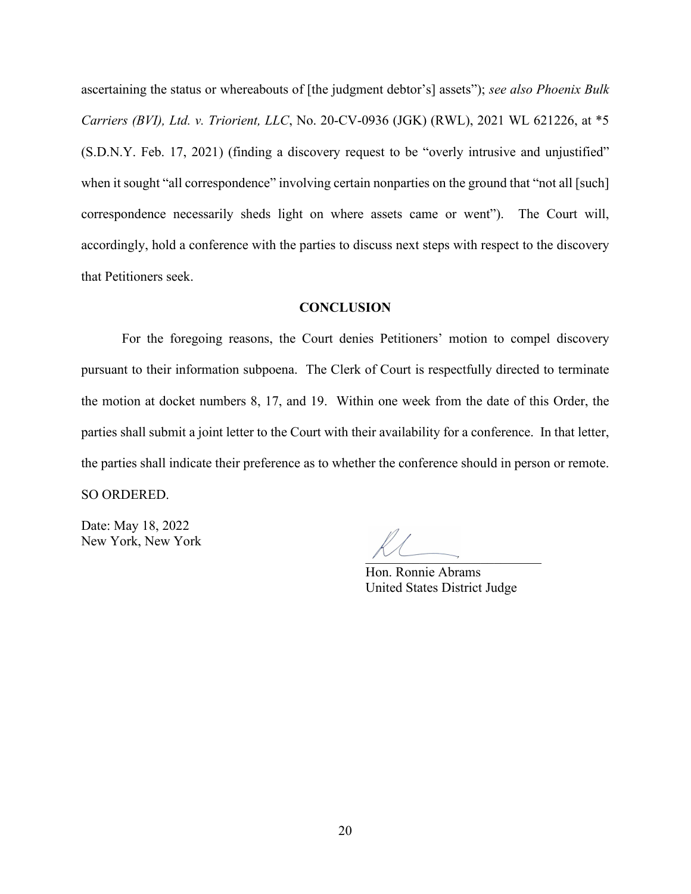ascertaining the status or whereabouts of [the judgment debtor's] assets"); *see also Phoenix Bulk Carriers (BVI), Ltd. v. Triorient, LLC*, No. 20-CV-0936 (JGK) (RWL), 2021 WL 621226, at *5 (S.D.N.Y. Feb. 17, 2021) (finding a discovery request to be "overly intrusive and unjustified" when it sought "all correspondence" involving certain nonparties on the ground that "not all [such] correspondence necessarily sheds light on where assets came or went"). The Court will, accordingly, hold a conference with the parties to discuss next steps with respect to the discovery that Petitioners seek.

## CONCLUSION

For the foregoing reasons, the Court denies Petitioners' motion to compel discovery pursuant to their information subpoena. The Clerk of Court is respectfully directed to terminate the motion at docket numbers 8, 17, and 19. Within one week from the date of this Order, the parties shall submit a joint letter to the Court with their availability for a conference. In that letter, the parties shall indicate their preference as to whether the conference should in person or remote.

SO ORDERED.

Date: May 18, 2022
New York, New York

Hon. Ronnie Abrams
United States District Judge